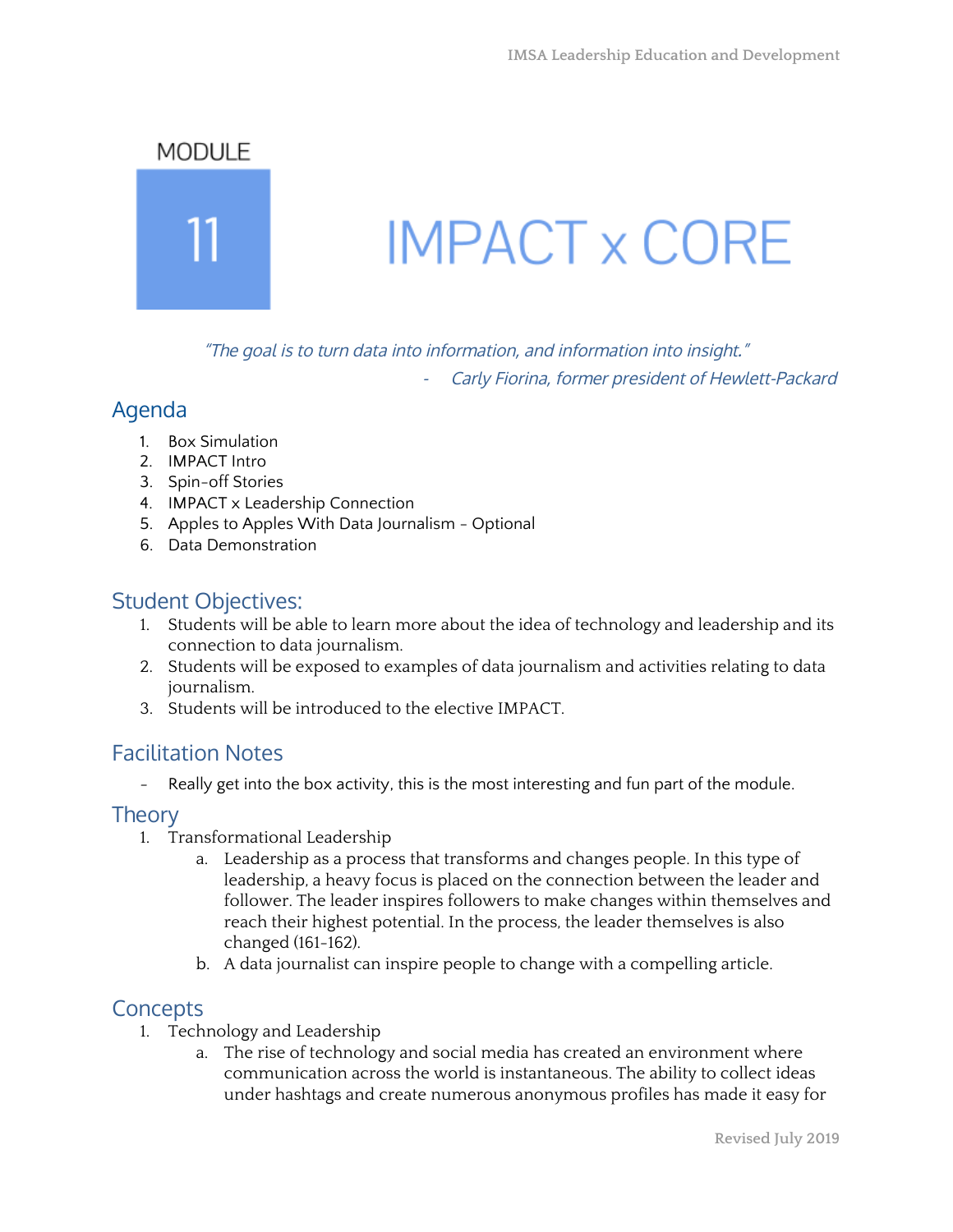# MODULE 11

# IMPACT x CORE

*"The goal is to turn data into information, and information into insight."*

*- Carly Fiorina, former president of Hewlett-Packard*

## Agenda

1. Box Simulation
2. IMPACT Intro
3. Spin-off Stories
4. IMPACT x Leadership Connection
5. Apples to Apples With Data Journalism - Optional
6. Data Demonstration

## Student Objectives:

1. Students will be able to learn more about the idea of technology and leadership and its connection to data journalism.
2. Students will be exposed to examples of data journalism and activities relating to data journalism.
3. Students will be introduced to the elective IMPACT.

## Facilitation Notes

- Really get into the box activity, this is the most interesting and fun part of the module.

## Theory

1. Transformational Leadership
   a. Leadership as a process that transforms and changes people. In this type of leadership, a heavy focus is placed on the connection between the leader and follower. The leader inspires followers to make changes within themselves and reach their highest potential. In the process, the leader themselves is also changed (161-162).
   b. A data journalist can inspire people to change with a compelling article.

## Concepts

1. Technology and Leadership
   a. The rise of technology and social media has created an environment where communication across the world is instantaneous. The ability to collect ideas under hashtags and create numerous anonymous profiles has made it easy for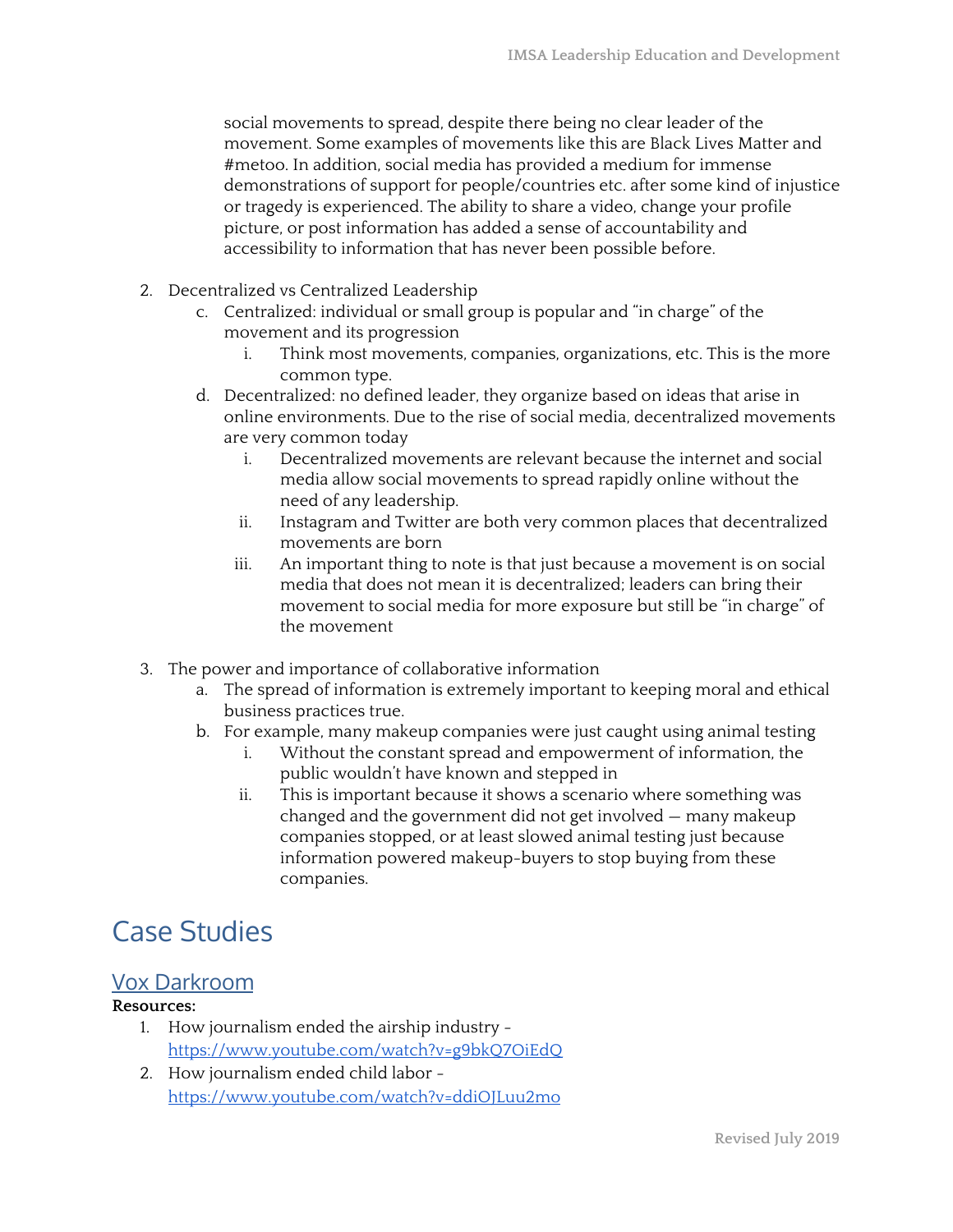social movements to spread, despite there being no clear leader of the movement. Some examples of movements like this are Black Lives Matter and #metoo. In addition, social media has provided a medium for immense demonstrations of support for people/countries etc. after some kind of injustice or tragedy is experienced. The ability to share a video, change your profile picture, or post information has added a sense of accountability and accessibility to information that has never been possible before.

2. Decentralized vs Centralized Leadership
   c. Centralized: individual or small group is popular and "in charge" of the movement and its progression
      i. Think most movements, companies, organizations, etc. This is the more common type.
   d. Decentralized: no defined leader, they organize based on ideas that arise in online environments. Due to the rise of social media, decentralized movements are very common today
      i. Decentralized movements are relevant because the internet and social media allow social movements to spread rapidly online without the need of any leadership.
      ii. Instagram and Twitter are both very common places that decentralized movements are born
      iii. An important thing to note is that just because a movement is on social media that does not mean it is decentralized; leaders can bring their movement to social media for more exposure but still be "in charge" of the movement

3. The power and importance of collaborative information
   a. The spread of information is extremely important to keeping moral and ethical business practices true.
   b. For example, many makeup companies were just caught using animal testing
      i. Without the constant spread and empowerment of information, the public wouldn't have known and stepped in
      ii. This is important because it shows a scenario where something was changed and the government did not get involved — many makeup companies stopped, or at least slowed animal testing just because information powered makeup-buyers to stop buying from these companies.

# Case Studies

## Vox Darkroom

**Resources:**

1. How journalism ended the airship industry - https://www.youtube.com/watch?v=g9bkQ7OiEdQ
2. How journalism ended child labor - https://www.youtube.com/watch?v=ddiOJLuu2mo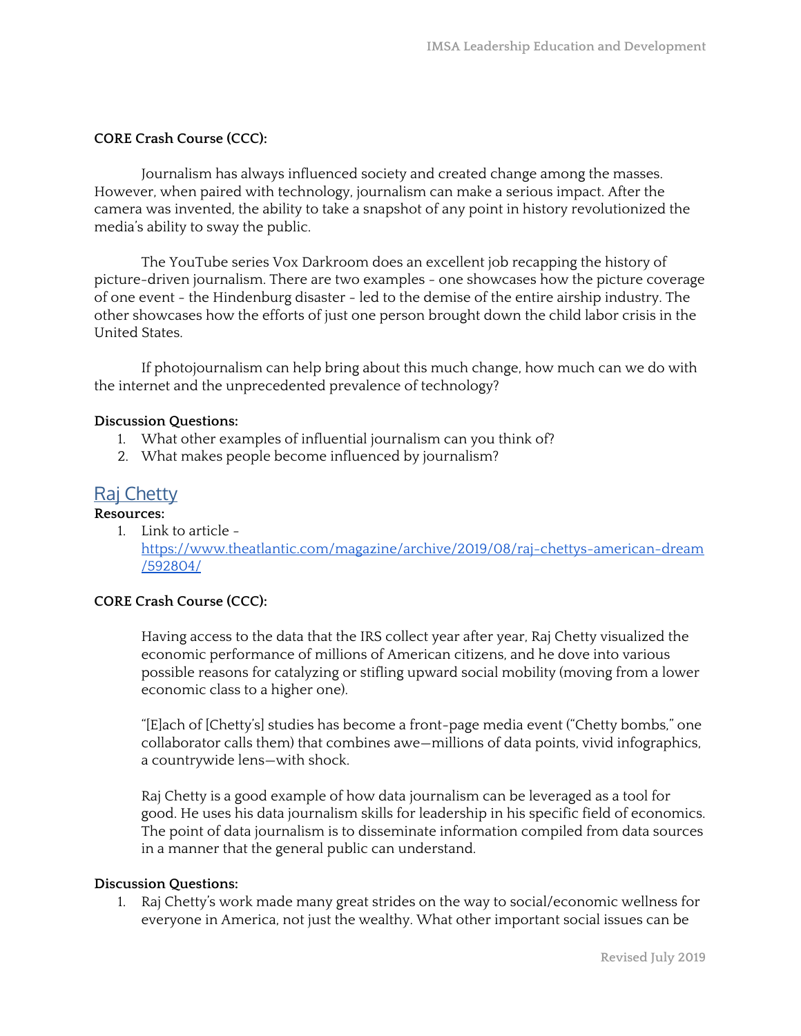**CORE Crash Course (CCC):**

Journalism has always influenced society and created change among the masses. However, when paired with technology, journalism can make a serious impact. After the camera was invented, the ability to take a snapshot of any point in history revolutionized the media's ability to sway the public.

The YouTube series Vox Darkroom does an excellent job recapping the history of picture-driven journalism. There are two examples - one showcases how the picture coverage of one event - the Hindenburg disaster - led to the demise of the entire airship industry. The other showcases how the efforts of just one person brought down the child labor crisis in the United States.

If photojournalism can help bring about this much change, how much can we do with the internet and the unprecedented prevalence of technology?

**Discussion Questions:**

1. What other examples of influential journalism can you think of?
2. What makes people become influenced by journalism?

## Raj Chetty

**Resources:**

1. Link to article - https://www.theatlantic.com/magazine/archive/2019/08/raj-chettys-american-dream/592804/

**CORE Crash Course (CCC):**

Having access to the data that the IRS collect year after year, Raj Chetty visualized the economic performance of millions of American citizens, and he dove into various possible reasons for catalyzing or stifling upward social mobility (moving from a lower economic class to a higher one).

"[E]ach of [Chetty's] studies has become a front-page media event ("Chetty bombs," one collaborator calls them) that combines awe—millions of data points, vivid infographics, a countrywide lens—with shock.

Raj Chetty is a good example of how data journalism can be leveraged as a tool for good. He uses his data journalism skills for leadership in his specific field of economics. The point of data journalism is to disseminate information compiled from data sources in a manner that the general public can understand.

**Discussion Questions:**

1. Raj Chetty's work made many great strides on the way to social/economic wellness for everyone in America, not just the wealthy. What other important social issues can be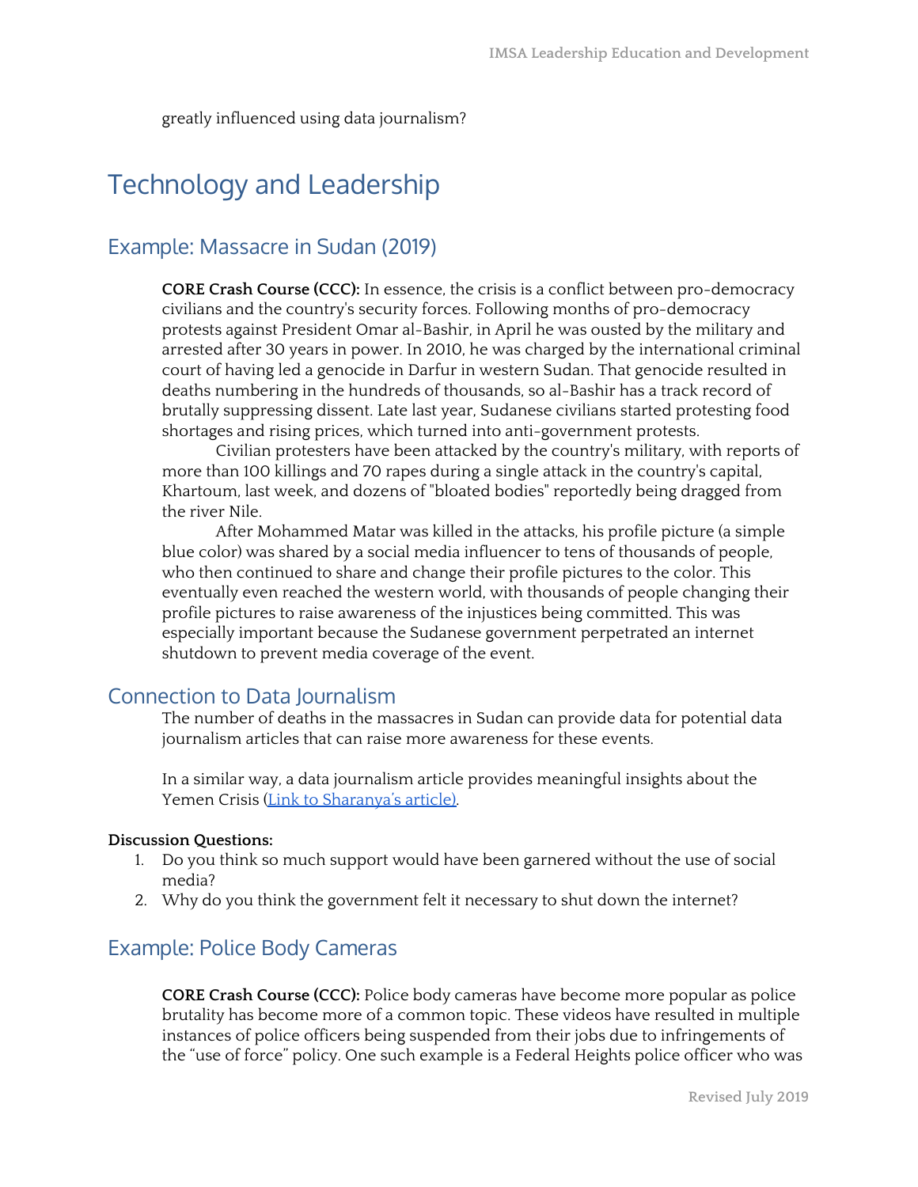greatly influenced using data journalism?

# Technology and Leadership

## Example: Massacre in Sudan (2019)

**CORE Crash Course (CCC):** In essence, the crisis is a conflict between pro-democracy civilians and the country's security forces. Following months of pro-democracy protests against President Omar al-Bashir, in April he was ousted by the military and arrested after 30 years in power. In 2010, he was charged by the international criminal court of having led a genocide in Darfur in western Sudan. That genocide resulted in deaths numbering in the hundreds of thousands, so al-Bashir has a track record of brutally suppressing dissent. Late last year, Sudanese civilians started protesting food shortages and rising prices, which turned into anti-government protests.

Civilian protesters have been attacked by the country's military, with reports of more than 100 killings and 70 rapes during a single attack in the country's capital, Khartoum, last week, and dozens of "bloated bodies" reportedly being dragged from the river Nile.

After Mohammed Matar was killed in the attacks, his profile picture (a simple blue color) was shared by a social media influencer to tens of thousands of people, who then continued to share and change their profile pictures to the color. This eventually even reached the western world, with thousands of people changing their profile pictures to raise awareness of the injustices being committed. This was especially important because the Sudanese government perpetrated an internet shutdown to prevent media coverage of the event.

## Connection to Data Journalism

The number of deaths in the massacres in Sudan can provide data for potential data journalism articles that can raise more awareness for these events.

In a similar way, a data journalism article provides meaningful insights about the Yemen Crisis (Link to Sharanya's article).

**Discussion Questions:**

1. Do you think so much support would have been garnered without the use of social media?
2. Why do you think the government felt it necessary to shut down the internet?

## Example: Police Body Cameras

**CORE Crash Course (CCC):** Police body cameras have become more popular as police brutality has become more of a common topic. These videos have resulted in multiple instances of police officers being suspended from their jobs due to infringements of the "use of force" policy. One such example is a Federal Heights police officer who was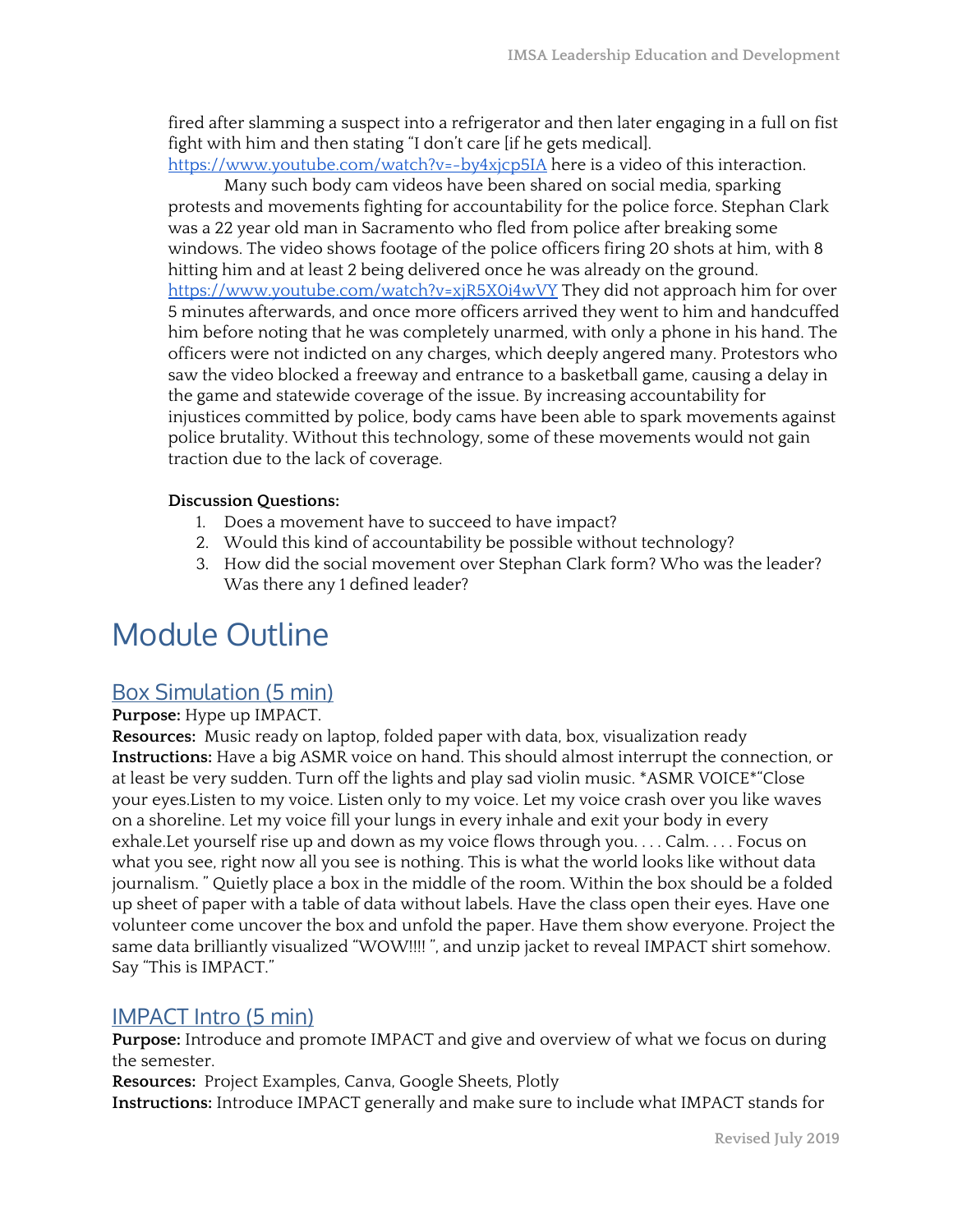fired after slamming a suspect into a refrigerator and then later engaging in a full on fist fight with him and then stating "I don't care [if he gets medical]. https://www.youtube.com/watch?v=-by4xjcp5IA here is a video of this interaction.

Many such body cam videos have been shared on social media, sparking protests and movements fighting for accountability for the police force. Stephan Clark was a 22 year old man in Sacramento who fled from police after breaking some windows. The video shows footage of the police officers firing 20 shots at him, with 8 hitting him and at least 2 being delivered once he was already on the ground. https://www.youtube.com/watch?v=xjR5X0i4wVY They did not approach him for over 5 minutes afterwards, and once more officers arrived they went to him and handcuffed him before noting that he was completely unarmed, with only a phone in his hand. The officers were not indicted on any charges, which deeply angered many. Protestors who saw the video blocked a freeway and entrance to a basketball game, causing a delay in the game and statewide coverage of the issue. By increasing accountability for injustices committed by police, body cams have been able to spark movements against police brutality. Without this technology, some of these movements would not gain traction due to the lack of coverage.

**Discussion Questions:**

1. Does a movement have to succeed to have impact?
2. Would this kind of accountability be possible without technology?
3. How did the social movement over Stephan Clark form? Who was the leader? Was there any 1 defined leader?

# Module Outline

## Box Simulation (5 min)

**Purpose:** Hype up IMPACT.
**Resources:** Music ready on laptop, folded paper with data, box, visualization ready
**Instructions:** Have a big ASMR voice on hand. This should almost interrupt the connection, or at least be very sudden. Turn off the lights and play sad violin music. *ASMR VOICE*"Close your eyes.Listen to my voice. Listen only to my voice. Let my voice crash over you like waves on a shoreline. Let my voice fill your lungs in every inhale and exit your body in every exhale.Let yourself rise up and down as my voice flows through you. . . . Calm. . . . Focus on what you see, right now all you see is nothing. This is what the world looks like without data journalism. " Quietly place a box in the middle of the room. Within the box should be a folded up sheet of paper with a table of data without labels. Have the class open their eyes. Have one volunteer come uncover the box and unfold the paper. Have them show everyone. Project the same data brilliantly visualized "WOW!!!! ", and unzip jacket to reveal IMPACT shirt somehow. Say "This is IMPACT."

## IMPACT Intro (5 min)

**Purpose:** Introduce and promote IMPACT and give and overview of what we focus on during the semester.
**Resources:** Project Examples, Canva, Google Sheets, Plotly
**Instructions:** Introduce IMPACT generally and make sure to include what IMPACT stands for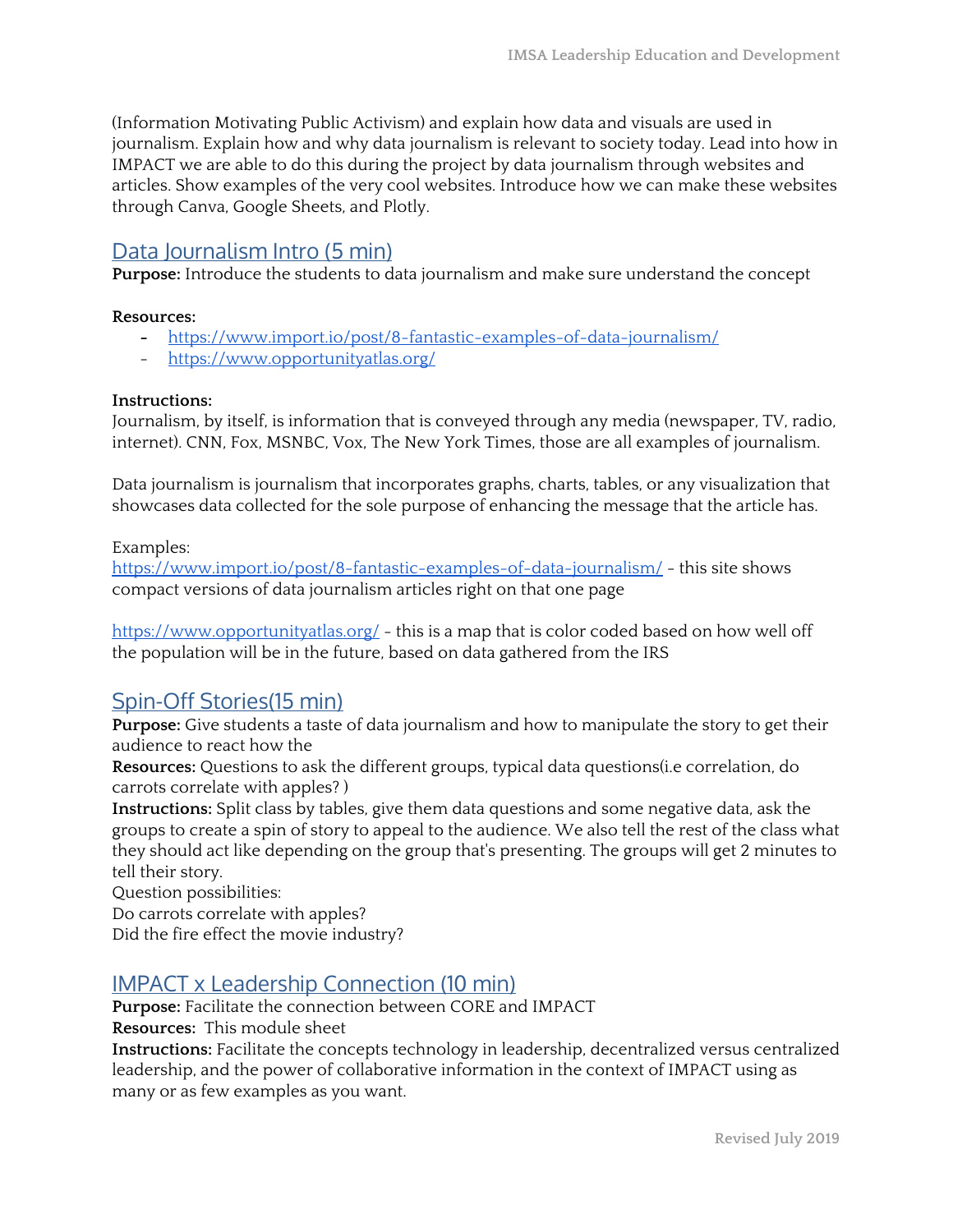(Information Motivating Public Activism) and explain how data and visuals are used in journalism. Explain how and why data journalism is relevant to society today. Lead into how in IMPACT we are able to do this during the project by data journalism through websites and articles. Show examples of the very cool websites. Introduce how we can make these websites through Canva, Google Sheets, and Plotly.

## Data Journalism Intro (5 min)

**Purpose:** Introduce the students to data journalism and make sure understand the concept

**Resources:**

- https://www.import.io/post/8-fantastic-examples-of-data-journalism/
- https://www.opportunityatlas.org/

**Instructions:**
Journalism, by itself, is information that is conveyed through any media (newspaper, TV, radio, internet). CNN, Fox, MSNBC, Vox, The New York Times, those are all examples of journalism.

Data journalism is journalism that incorporates graphs, charts, tables, or any visualization that showcases data collected for the sole purpose of enhancing the message that the article has.

Examples:
https://www.import.io/post/8-fantastic-examples-of-data-journalism/ - this site shows compact versions of data journalism articles right on that one page

https://www.opportunityatlas.org/ - this is a map that is color coded based on how well off the population will be in the future, based on data gathered from the IRS

## Spin-Off Stories(15 min)

**Purpose:** Give students a taste of data journalism and how to manipulate the story to get their audience to react how the
**Resources:** Questions to ask the different groups, typical data questions(i.e correlation, do carrots correlate with apples? )
**Instructions:** Split class by tables, give them data questions and some negative data, ask the groups to create a spin of story to appeal to the audience. We also tell the rest of the class what they should act like depending on the group that's presenting. The groups will get 2 minutes to tell their story.
Question possibilities:
Do carrots correlate with apples?
Did the fire effect the movie industry?

## IMPACT x Leadership Connection (10 min)

**Purpose:** Facilitate the connection between CORE and IMPACT
**Resources:** This module sheet
**Instructions:** Facilitate the concepts technology in leadership, decentralized versus centralized leadership, and the power of collaborative information in the context of IMPACT using as many or as few examples as you want.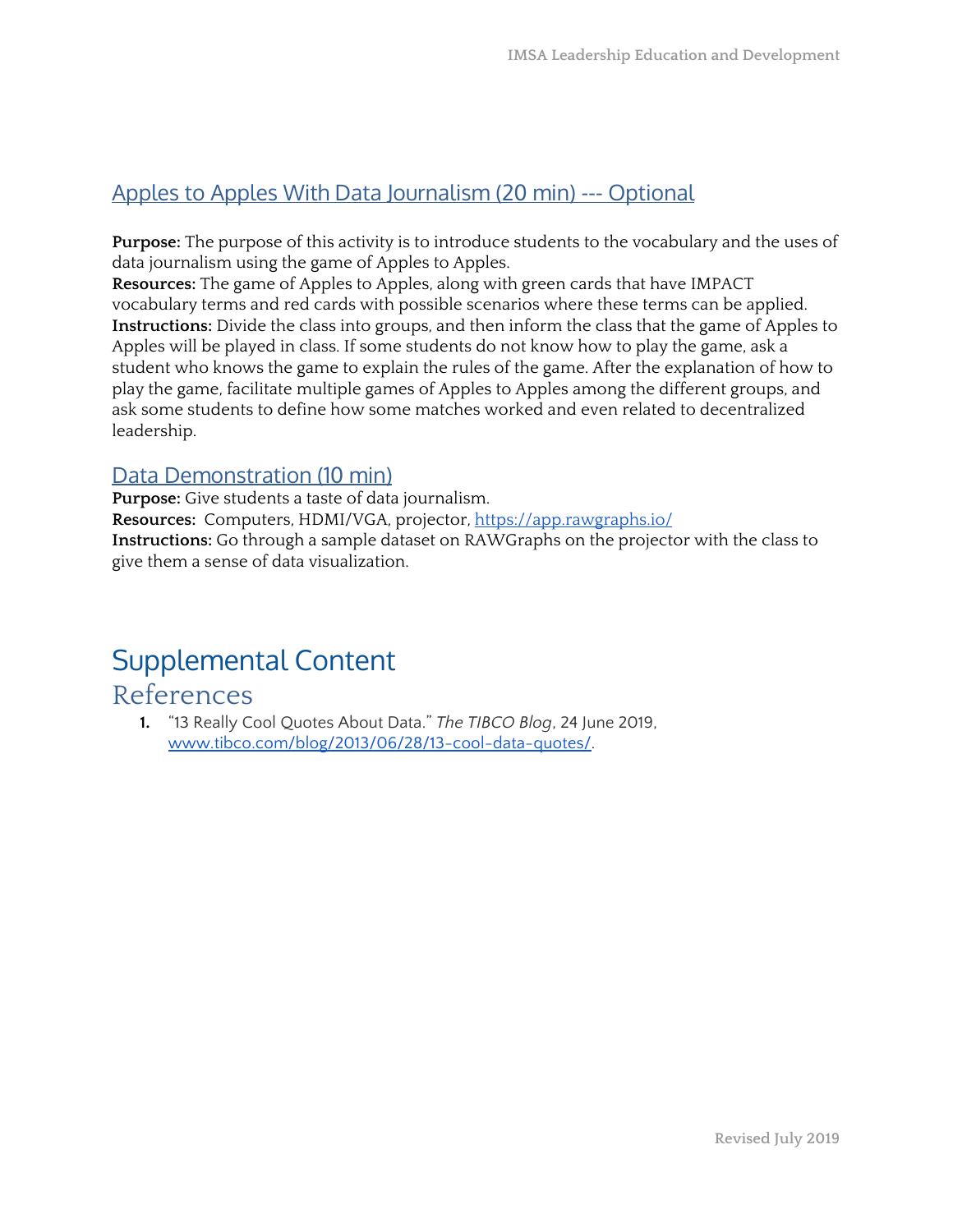## Apples to Apples With Data Journalism (20 min) --- Optional

**Purpose:** The purpose of this activity is to introduce students to the vocabulary and the uses of data journalism using the game of Apples to Apples.
**Resources:** The game of Apples to Apples, along with green cards that have IMPACT vocabulary terms and red cards with possible scenarios where these terms can be applied.
**Instructions:** Divide the class into groups, and then inform the class that the game of Apples to Apples will be played in class. If some students do not know how to play the game, ask a student who knows the game to explain the rules of the game. After the explanation of how to play the game, facilitate multiple games of Apples to Apples among the different groups, and ask some students to define how some matches worked and even related to decentralized leadership.

## Data Demonstration (10 min)

**Purpose:** Give students a taste of data journalism.
**Resources:** Computers, HDMI/VGA, projector, https://app.rawgraphs.io/
**Instructions:** Go through a sample dataset on RAWGraphs on the projector with the class to give them a sense of data visualization.

# Supplemental Content

## References

1. "13 Really Cool Quotes About Data." *The TIBCO Blog*, 24 June 2019, www.tibco.com/blog/2013/06/28/13-cool-data-quotes/.